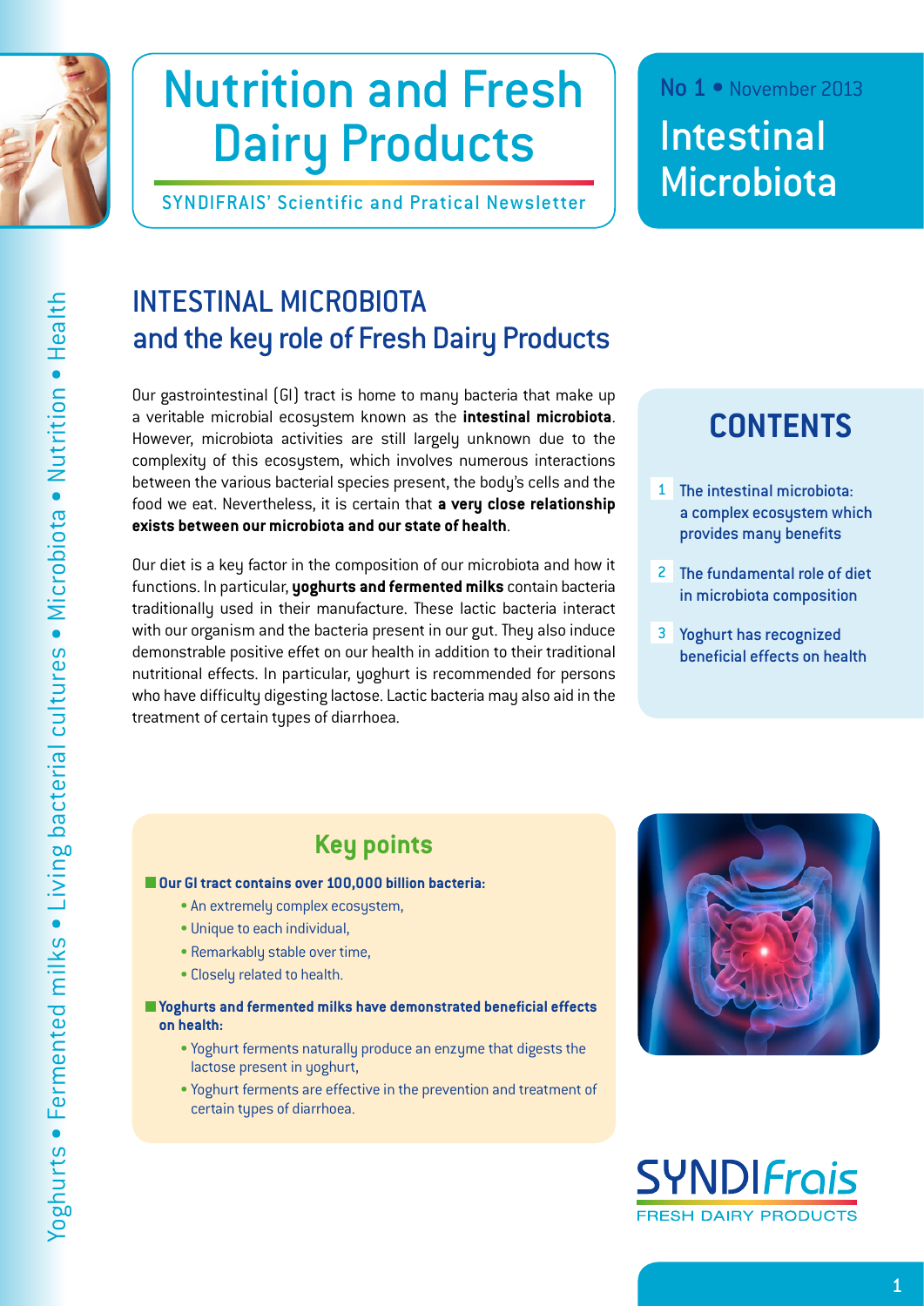# Nutrition and Fresh Dairy Products

SYNDIFRAIS' Scientific and Pratical Newsletter

No 1 • November 2013

**Intestinal Microbiota**

Yoghurts • Fermented milks • Living bacterial cultures • Microbiota • Nutrition • Health

## INTESTINAL MICROBIOTA and the key role of Fresh Dairy Products

Our gastrointestinal (GI) tract is home to many bacteria that make up a veritable microbial ecosystem known as the **intestinal microbiota**. However, microbiota activities are still largely unknown due to the complexity of this ecosystem, which involves numerous interactions between the various bacterial species present, the body's cells and the food we eat. Nevertheless, it is certain that **a very close relationship exists between our microbiota and our state of health**.

Our diet is a key factor in the composition of our microbiota and how it functions. In particular, **yoghurts and fermented milks** contain bacteria traditionally used in their manufacture. These lactic bacteria interact with our organism and the bacteria present in our gut. They also induce demonstrable positive effet on our health in addition to their traditional nutritional effects. In particular, yoghurt is recommended for persons who have difficulty digesting lactose. Lactic bacteria may also aid in the treatment of certain types of diarrhoea.

## CONTENTS

1. The intestinal microbiota: a complex ecosystem which provides many benefits
2. The fundamental role of diet in microbiota composition
3. Yoghurt has recognized beneficial effects on health

## Key points

- **Our GI tract contains over 100,000 billion bacteria:**
  - An extremely complex ecosystem,
  - Unique to each individual,
  - Remarkably stable over time,
  - Closely related to health.
- **Yoghurts and fermented milks have demonstrated beneficial effects on health:**
  - Yoghurt ferments naturally produce an enzyme that digests the lactose present in yoghurt,
  - Yoghurt ferments are effective in the prevention and treatment of certain types of diarrhoea.

SYNDIFrais FRESH DAIRY PRODUCTS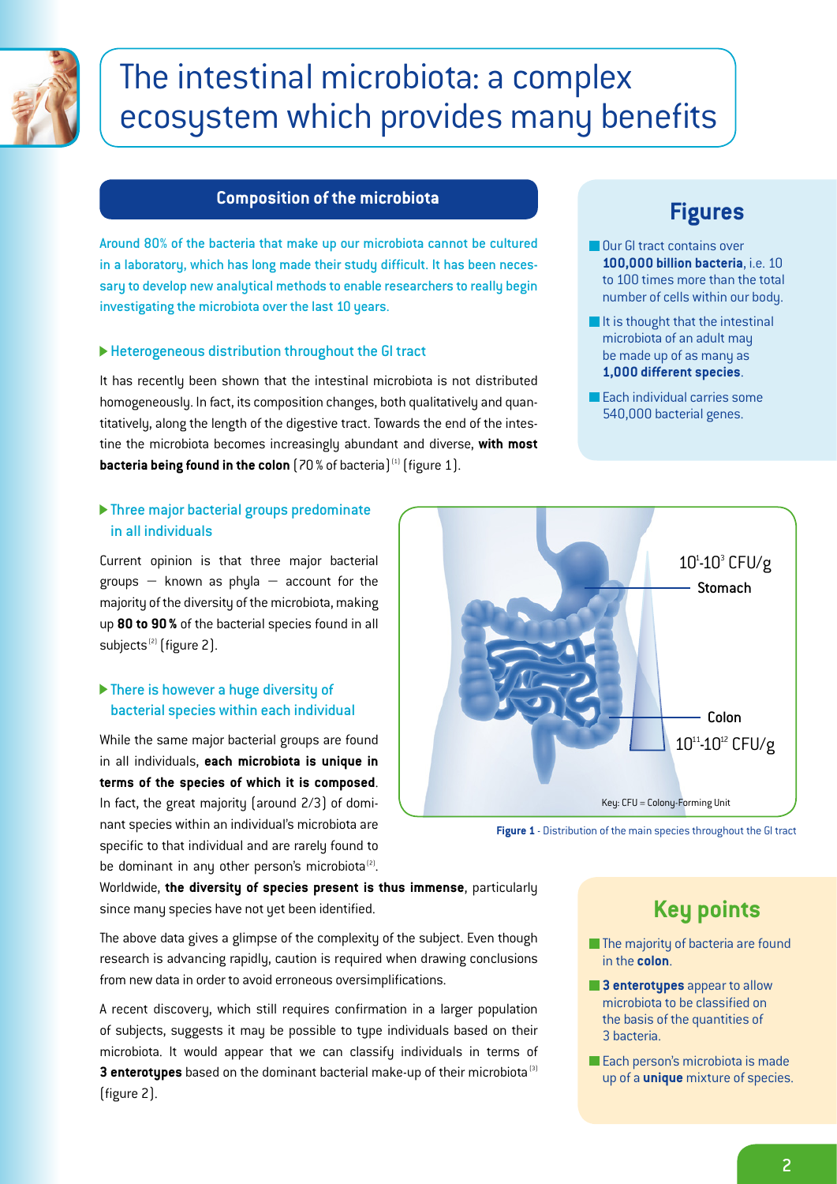# The intestinal microbiota: a complex ecosystem which provides many benefits

## Composition of the microbiota

Around 80% of the bacteria that make up our microbiota cannot be cultured in a laboratory, which has long made their study difficult. It has been necessary to develop new analytical methods to enable researchers to really begin investigating the microbiota over the last 10 years.

### ▶ Heterogeneous distribution throughout the GI tract

It has recently been shown that the intestinal microbiota is not distributed homogeneously. In fact, its composition changes, both qualitatively and quantitatively, along the length of the digestive tract. Towards the end of the intestine the microbiota becomes increasingly abundant and diverse, **with most bacteria being found in the colon** (70 % of bacteria)[1] (figure 1).

### ▶ Three major bacterial groups predominate in all individuals

Current opinion is that three major bacterial groups — known as phyla — account for the majority of the diversity of the microbiota, making up **80 to 90 %** of the bacterial species found in all subjects[2] (figure 2).

### ▶ There is however a huge diversity of bacterial species within each individual

While the same major bacterial groups are found in all individuals, **each microbiota is unique in terms of the species of which it is composed**. In fact, the great majority (around 2/3) of dominant species within an individual's microbiota are specific to that individual and are rarely found to be dominant in any other person's microbiota[2].

Worldwide, **the diversity of species present is thus immense**, particularly since many species have not yet been identified.

The above data gives a glimpse of the complexity of the subject. Even though research is advancing rapidly, caution is required when drawing conclusions from new data in order to avoid erroneous oversimplifications.

A recent discovery, which still requires confirmation in a larger population of subjects, suggests it may be possible to type individuals based on their microbiota. It would appear that we can classify individuals in terms of **3 enterotypes** based on the dominant bacterial make-up of their microbiota[3] (figure 2).

## Figures

- Our GI tract contains over **100,000 billion bacteria**, i.e. 10 to 100 times more than the total number of cells within our body.
- It is thought that the intestinal microbiota of an adult may be made up of as many as **1,000 different species**.
- Each individual carries some 540,000 bacterial genes.

$10^{1}$-$10^{3}$ CFU/g Stomach

Colon $10^{11}$-$10^{12}$ CFU/g

Key: CFU = Colony-Forming Unit

**Figure 1** - Distribution of the main species throughout the GI tract

## Key points

- The majority of bacteria are found in the **colon**.
- **3 enterotypes** appear to allow microbiota to be classified on the basis of the quantities of 3 bacteria.
- Each person's microbiota is made up of a **unique** mixture of species.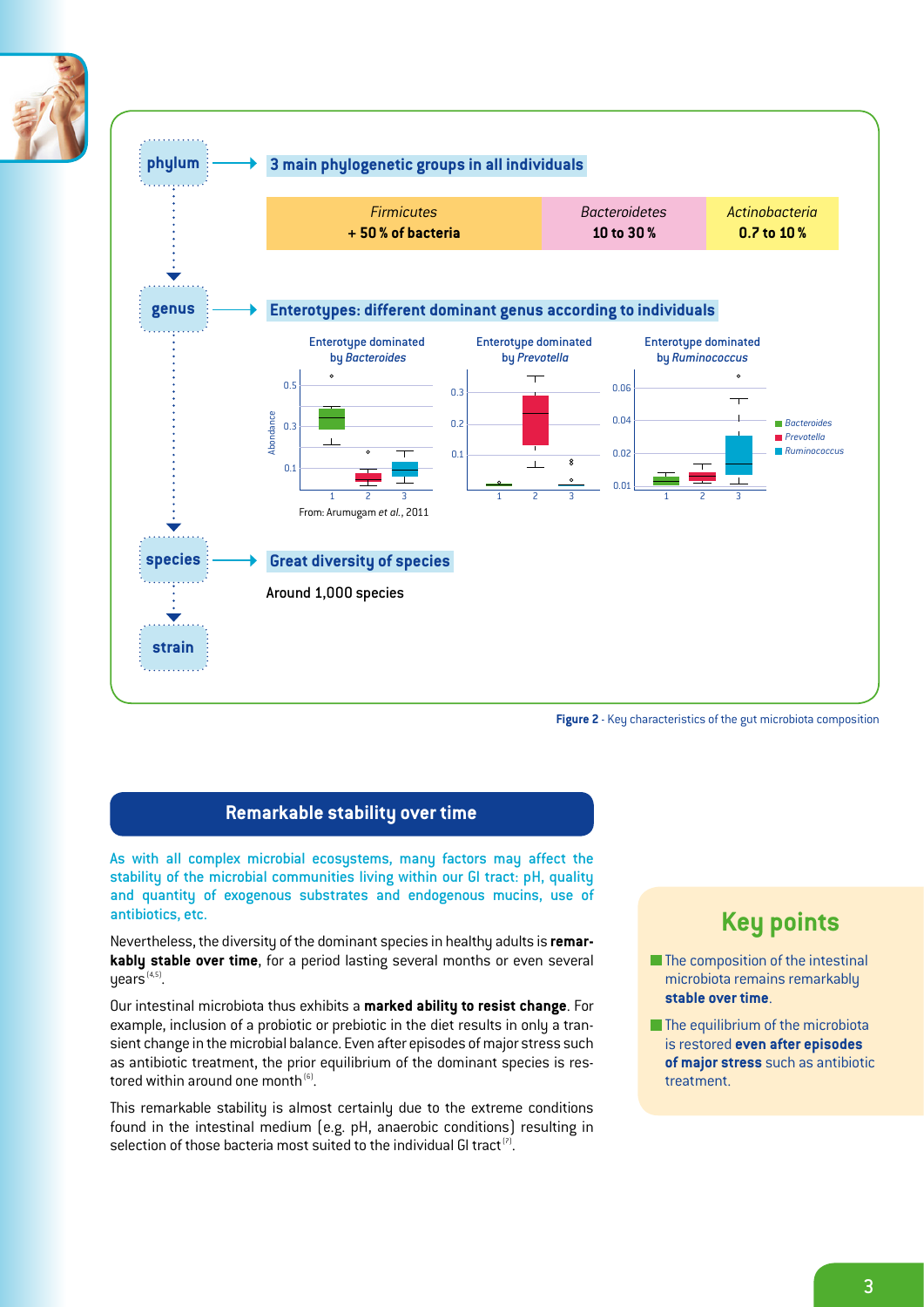phylum → **3 main phylogenetic groups in all individuals**

| *Firmicutes* | *Bacteroidetes* | *Actinobacteria* |
|---|---|---|
| **+ 50 % of bacteria** | **10 to 30 %** | **0.7 to 10 %** |

genus → **Enterotypes: different dominant genus according to individuals**

Enterotype dominated by *Bacteroides* — Enterotype dominated by *Prevotella* — Enterotype dominated by *Ruminococcus*

From: Arumugam *et al.*, 2011

species → **Great diversity of species**

Around 1,000 species

strain

**Figure 2** - Key characteristics of the gut microbiota composition

## Remarkable stability over time

As with all complex microbial ecosystems, many factors may affect the stability of the microbial communities living within our GI tract: pH, quality and quantity of exogenous substrates and endogenous mucins, use of antibiotics, etc.

Nevertheless, the diversity of the dominant species in healthy adults is **remarkably stable over time**, for a period lasting several months or even several years [4,5].

Our intestinal microbiota thus exhibits a **marked ability to resist change**. For example, inclusion of a probiotic or prebiotic in the diet results in only a transient change in the microbial balance. Even after episodes of major stress such as antibiotic treatment, the prior equilibrium of the dominant species is restored within around one month [6].

This remarkable stability is almost certainly due to the extreme conditions found in the intestinal medium (e.g. pH, anaerobic conditions) resulting in selection of those bacteria most suited to the individual GI tract [7].

## Key points

- The composition of the intestinal microbiota remains remarkably **stable over time**.
- The equilibrium of the microbiota is restored **even after episodes of major stress** such as antibiotic treatment.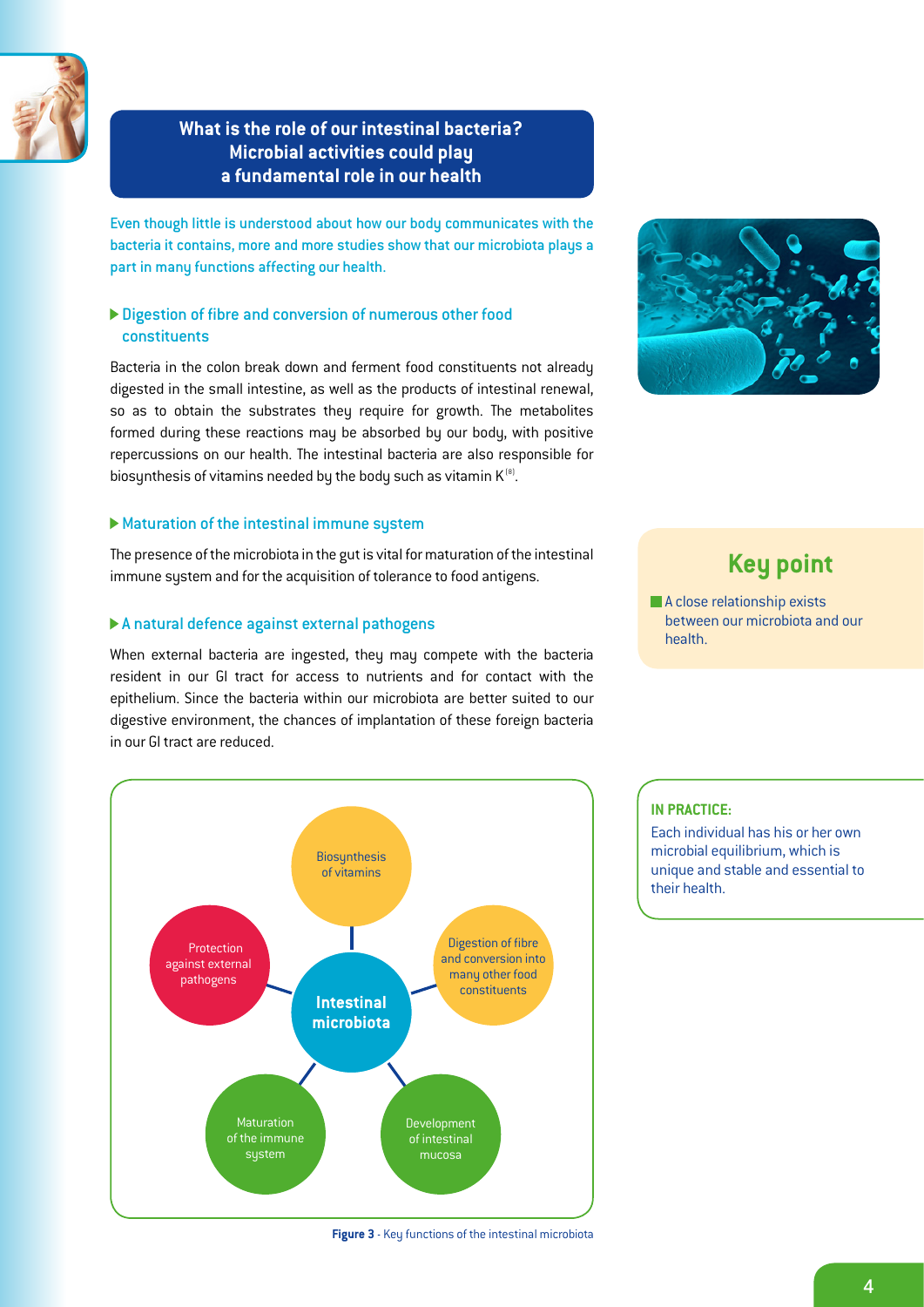## What is the role of our intestinal bacteria? Microbial activities could play a fundamental role in our health

Even though little is understood about how our body communicates with the bacteria it contains, more and more studies show that our microbiota plays a part in many functions affecting our health.

### Digestion of fibre and conversion of numerous other food constituents

Bacteria in the colon break down and ferment food constituents not already digested in the small intestine, as well as the products of intestinal renewal, so as to obtain the substrates they require for growth. The metabolites formed during these reactions may be absorbed by our body, with positive repercussions on our health. The intestinal bacteria are also responsible for biosynthesis of vitamins needed by the body such as vitamin K[8].

### Maturation of the intestinal immune system

The presence of the microbiota in the gut is vital for maturation of the intestinal immune system and for the acquisition of tolerance to food antigens.

### A natural defence against external pathogens

When external bacteria are ingested, they may compete with the bacteria resident in our GI tract for access to nutrients and for contact with the epithelium. Since the bacteria within our microbiota are better suited to our digestive environment, the chances of implantation of these foreign bacteria in our GI tract are reduced.

Intestinal microbiota: Biosynthesis of vitamins; Digestion of fibre and conversion into many other food constituents; Development of intestinal mucosa; Maturation of the immune system; Protection against external pathogens

**Figure 3** - Key functions of the intestinal microbiota

## Key point

- A close relationship exists between our microbiota and our health.

**IN PRACTICE:**

Each individual has his or her own microbial equilibrium, which is unique and stable and essential to their health.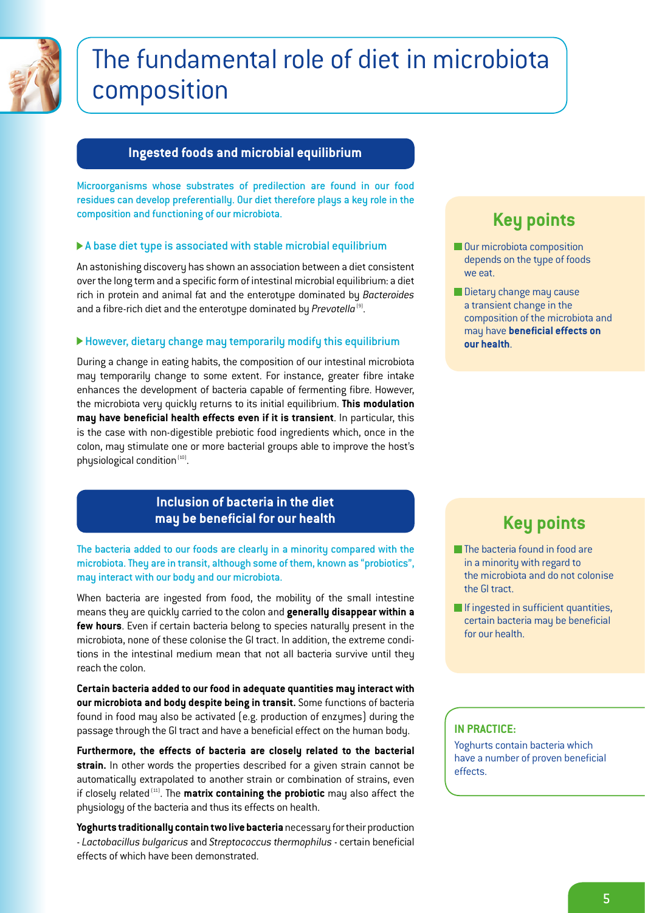# The fundamental role of diet in microbiota composition

## Ingested foods and microbial equilibrium

Microorganisms whose substrates of predilection are found in our food residues can develop preferentially. Our diet therefore plays a key role in the composition and functioning of our microbiota.

### ▶ A base diet type is associated with stable microbial equilibrium

An astonishing discovery has shown an association between a diet consistent over the long term and a specific form of intestinal microbial equilibrium: a diet rich in protein and animal fat and the enterotype dominated by *Bacteroides* and a fibre-rich diet and the enterotype dominated by *Prevotella* [9].

### ▶ However, dietary change may temporarily modify this equilibrium

During a change in eating habits, the composition of our intestinal microbiota may temporarily change to some extent. For instance, greater fibre intake enhances the development of bacteria capable of fermenting fibre. However, the microbiota very quickly returns to its initial equilibrium. **This modulation may have beneficial health effects even if it is transient**. In particular, this is the case with non-digestible prebiotic food ingredients which, once in the colon, may stimulate one or more bacterial groups able to improve the host's physiological condition [10].

### Key points

- Our microbiota composition depends on the type of foods we eat.
- Dietary change may cause a transient change in the composition of the microbiota and may have **beneficial effects on our health**.

## Inclusion of bacteria in the diet may be beneficial for our health

The bacteria added to our foods are clearly in a minority compared with the microbiota. They are in transit, although some of them, known as "probiotics", may interact with our body and our microbiota.

When bacteria are ingested from food, the mobility of the small intestine means they are quickly carried to the colon and **generally disappear within a few hours**. Even if certain bacteria belong to species naturally present in the microbiota, none of these colonise the GI tract. In addition, the extreme conditions in the intestinal medium mean that not all bacteria survive until they reach the colon.

**Certain bacteria added to our food in adequate quantities may interact with our microbiota and body despite being in transit.** Some functions of bacteria found in food may also be activated (e.g. production of enzymes) during the passage through the GI tract and have a beneficial effect on the human body.

**Furthermore, the effects of bacteria are closely related to the bacterial strain.** In other words the properties described for a given strain cannot be automatically extrapolated to another strain or combination of strains, even if closely related [11]. The **matrix containing the probiotic** may also affect the physiology of the bacteria and thus its effects on health.

**Yoghurts traditionally contain two live bacteria** necessary for their production - *Lactobacillus bulgaricus* and *Streptococcus thermophilus* - certain beneficial effects of which have been demonstrated.

### Key points

- The bacteria found in food are in a minority with regard to the microbiota and do not colonise the GI tract.
- If ingested in sufficient quantities, certain bacteria may be beneficial for our health.

**IN PRACTICE:**

Yoghurts contain bacteria which have a number of proven beneficial effects.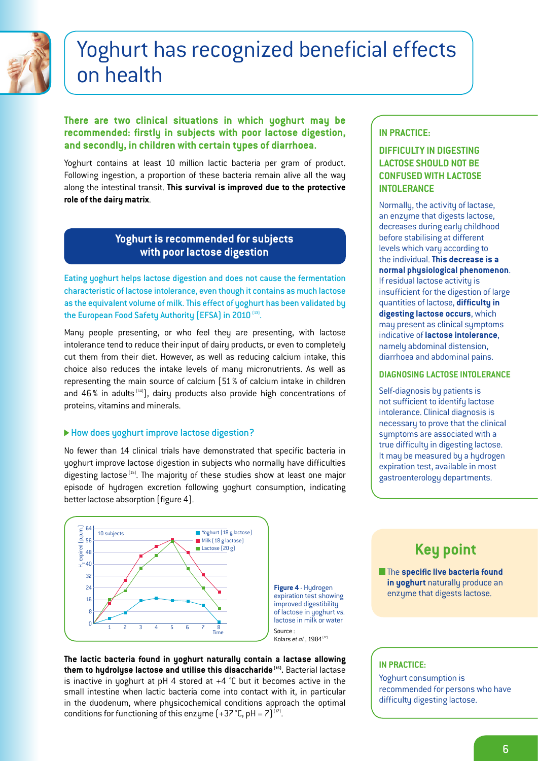# Yoghurt has recognized beneficial effects on health

**There are two clinical situations in which yoghurt may be recommended: firstly in subjects with poor lactose digestion, and secondly, in children with certain types of diarrhoea.**

Yoghurt contains at least 10 million lactic bacteria per gram of product. Following ingestion, a proportion of these bacteria remain alive all the way along the intestinal transit. **This survival is improved due to the protective role of the dairy matrix**.

## Yoghurt is recommended for subjects with poor lactose digestion

Eating yoghurt helps lactose digestion and does not cause the fermentation characteristic of lactose intolerance, even though it contains as much lactose as the equivalent volume of milk. This effect of yoghurt has been validated by the European Food Safety Authority (EFSA) in 2010 [13].

Many people presenting, or who feel they are presenting, with lactose intolerance tend to reduce their input of dairy products, or even to completely cut them from their diet. However, as well as reducing calcium intake, this choice also reduces the intake levels of many micronutrients. As well as representing the main source of calcium (51 % of calcium intake in children and 46 % in adults [14]), dairy products also provide high concentrations of proteins, vitamins and minerals.

### ▶ How does yoghurt improve lactose digestion?

No fewer than 14 clinical trials have demonstrated that specific bacteria in yoghurt improve lactose digestion in subjects who normally have difficulties digesting lactose [15]. The majority of these studies show at least one major episode of hydrogen excretion following yoghurt consumption, indicating better lactose absorption (figure 4).

**Figure 4** - Hydrogen expiration test showing improved digestibility of lactose in yoghurt *vs.* lactose in milk or water

Source : Kolars *et al.*, 1984 [17]

**The lactic bacteria found in yoghurt naturally contain a lactase allowing them to hydrolyse lactose and utilise this disaccharide [16].** Bacterial lactase is inactive in yoghurt at pH 4 stored at +4 °C but it becomes active in the small intestine when lactic bacteria come into contact with it, in particular in the duodenum, where physicochemical conditions approach the optimal conditions for functioning of this enzyme (+37 °C, pH = 7) [17].

### IN PRACTICE:

**DIFFICULTY IN DIGESTING LACTOSE SHOULD NOT BE CONFUSED WITH LACTOSE INTOLERANCE**

Normally, the activity of lactase, an enzyme that digests lactose, decreases during early childhood before stabilising at different levels which vary according to the individual. **This decrease is a normal physiological phenomenon**. If residual lactose activity is insufficient for the digestion of large quantities of lactose, **difficulty in digesting lactose occurs**, which may present as clinical symptoms indicative of **lactose intolerance**, namely abdominal distension, diarrhoea and abdominal pains.

**DIAGNOSING LACTOSE INTOLERANCE**

Self-diagnosis by patients is not sufficient to identify lactose intolerance. Clinical diagnosis is necessary to prove that the clinical symptoms are associated with a true difficulty in digesting lactose. It may be measured by a hydrogen expiration test, available in most gastroenterology departments.

## Key point

- The **specific live bacteria found in yoghurt** naturally produce an enzyme that digests lactose.

### IN PRACTICE:

Yoghurt consumption is recommended for persons who have difficulty digesting lactose.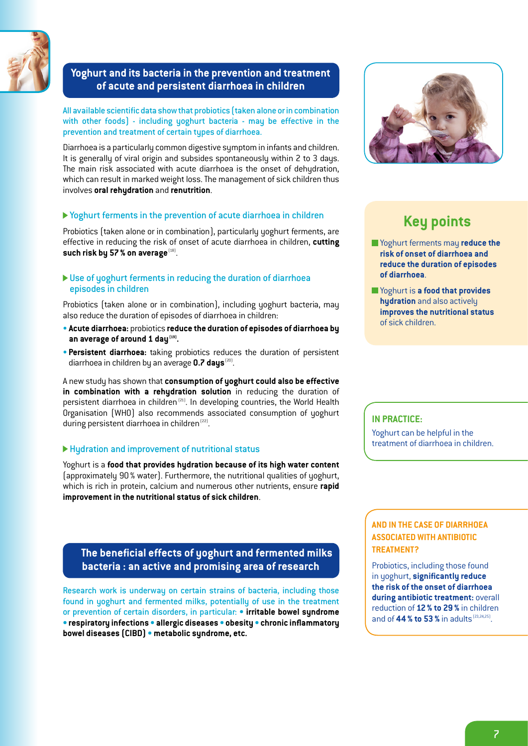## Yoghurt and its bacteria in the prevention and treatment of acute and persistent diarrhoea in children

All available scientific data show that probiotics (taken alone or in combination with other foods) - including yoghurt bacteria - may be effective in the prevention and treatment of certain types of diarrhoea.

Diarrhoea is a particularly common digestive symptom in infants and children. It is generally of viral origin and subsides spontaneously within 2 to 3 days. The main risk associated with acute diarrhoea is the onset of dehydration, which can result in marked weight loss. The management of sick children thus involves **oral rehydration** and **renutrition**.

### Yoghurt ferments in the prevention of acute diarrhoea in children

Probiotics (taken alone or in combination), particularly yoghurt ferments, are effective in reducing the risk of onset of acute diarrhoea in children, **cutting such risk by 57 % on average**[18].

### Use of yoghurt ferments in reducing the duration of diarrhoea episodes in children

Probiotics (taken alone or in combination), including yoghurt bacteria, may also reduce the duration of episodes of diarrhoea in children:

- **Acute diarrhoea:** probiotics **reduce the duration of episodes of diarrhoea by an average of around 1 day[19].**
- **Persistent diarrhoea:** taking probiotics reduces the duration of persistent diarrhoea in children by an average **0.7 days**[20].

A new study has shown that **consumption of yoghurt could also be effective in combination with a rehydration solution** in reducing the duration of persistent diarrhoea in children[21]. In developing countries, the World Health Organisation (WHO) also recommends associated consumption of yoghurt during persistent diarrhoea in children[22].

### Hydration and improvement of nutritional status

Yoghurt is a **food that provides hydration because of its high water content** (approximately 90 % water). Furthermore, the nutritional qualities of yoghurt, which is rich in protein, calcium and numerous other nutrients, ensure **rapid improvement in the nutritional status of sick children**.

## The beneficial effects of yoghurt and fermented milks bacteria : an active and promising area of research

Research work is underway on certain strains of bacteria, including those found in yoghurt and fermented milks, potentially of use in the treatment or prevention of certain disorders, in particular: • **irritable bowel syndrome** • **respiratory infections** • **allergic diseases** • **obesity** • **chronic inflammatory bowel diseases (CIBD)** • **metabolic syndrome, etc.**

## Key points

- Yoghurt ferments may **reduce the risk of onset of diarrhoea and reduce the duration of episodes of diarrhoea**.
- Yoghurt is **a food that provides hydration** and also actively **improves the nutritional status** of sick children.

**IN PRACTICE:**

Yoghurt can be helpful in the treatment of diarrhoea in children.

**AND IN THE CASE OF DIARRHOEA ASSOCIATED WITH ANTIBIOTIC TREATMENT?**

Probiotics, including those found in yoghurt, **significantly reduce the risk of the onset of diarrhoea during antibiotic treatment:** overall reduction of **12 % to 29 %** in children and of **44 % to 53 %** in adults[23,24,25].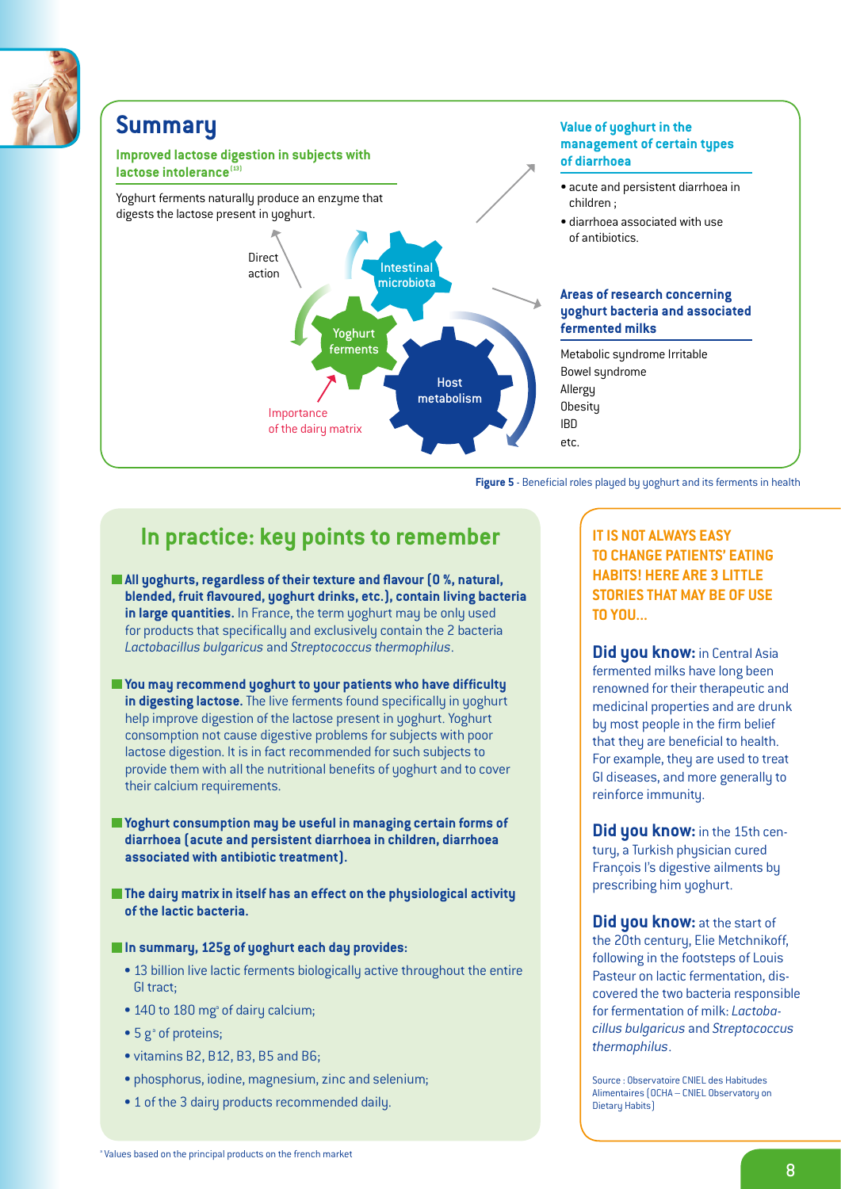## Summary

**Improved lactose digestion in subjects with lactose intolerance**[13]

Yoghurt ferments naturally produce an enzyme that digests the lactose present in yoghurt.

Direct action

Intestinal microbiota

Yoghurt ferments

Host metabolism

Importance of the dairy matrix

**Value of yoghurt in the management of certain types of diarrhoea**

- acute and persistent diarrhoea in children ;
- diarrhoea associated with use of antibiotics.

**Areas of research concerning yoghurt bacteria and associated fermented milks**

Metabolic syndrome Irritable Bowel syndrome
Allergy
Obesity
IBD
etc.

**Figure 5** - Beneficial roles played by yoghurt and its ferments in health

## In practice: key points to remember

- **All yoghurts, regardless of their texture and flavour (0 %, natural, blended, fruit flavoured, yoghurt drinks, etc.), contain living bacteria in large quantities.** In France, the term yoghurt may be only used for products that specifically and exclusively contain the 2 bacteria *Lactobacillus bulgaricus* and *Streptococcus thermophilus*.
- **You may recommend yoghurt to your patients who have difficulty in digesting lactose.** The live ferments found specifically in yoghurt help improve digestion of the lactose present in yoghurt. Yoghurt consumption not cause digestive problems for subjects with poor lactose digestion. It is in fact recommended for such subjects to provide them with all the nutritional benefits of yoghurt and to cover their calcium requirements.
- **Yoghurt consumption may be useful in managing certain forms of diarrhoea (acute and persistent diarrhoea in children, diarrhoea associated with antibiotic treatment).**
- **The dairy matrix in itself has an effect on the physiological activity of the lactic bacteria.**
- **In summary, 125g of yoghurt each day provides:**
  - 13 billion live lactic ferments biologically active throughout the entire GI tract;
  - 140 to 180 mg[a] of dairy calcium;
  - 5 g[a] of proteins;
  - vitamins B2, B12, B3, B5 and B6;
  - phosphorus, iodine, magnesium, zinc and selenium;
  - 1 of the 3 dairy products recommended daily.

[a] Values based on the principal products on the french market

**IT IS NOT ALWAYS EASY TO CHANGE PATIENTS' EATING HABITS! HERE ARE 3 LITTLE STORIES THAT MAY BE OF USE TO YOU...**

**Did you know:** in Central Asia fermented milks have long been renowned for their therapeutic and medicinal properties and are drunk by most people in the firm belief that they are beneficial to health. For example, they are used to treat GI diseases, and more generally to reinforce immunity.

**Did you know:** in the 15th century, a Turkish physician cured François I's digestive ailments by prescribing him yoghurt.

**Did you know:** at the start of the 20th century, Elie Metchnikoff, following in the footsteps of Louis Pasteur on lactic fermentation, discovered the two bacteria responsible for fermentation of milk: *Lactobacillus bulgaricus* and *Streptococcus thermophilus*.

Source : Observatoire CNIEL des Habitudes Alimentaires (OCHA – CNIEL Observatory on Dietary Habits)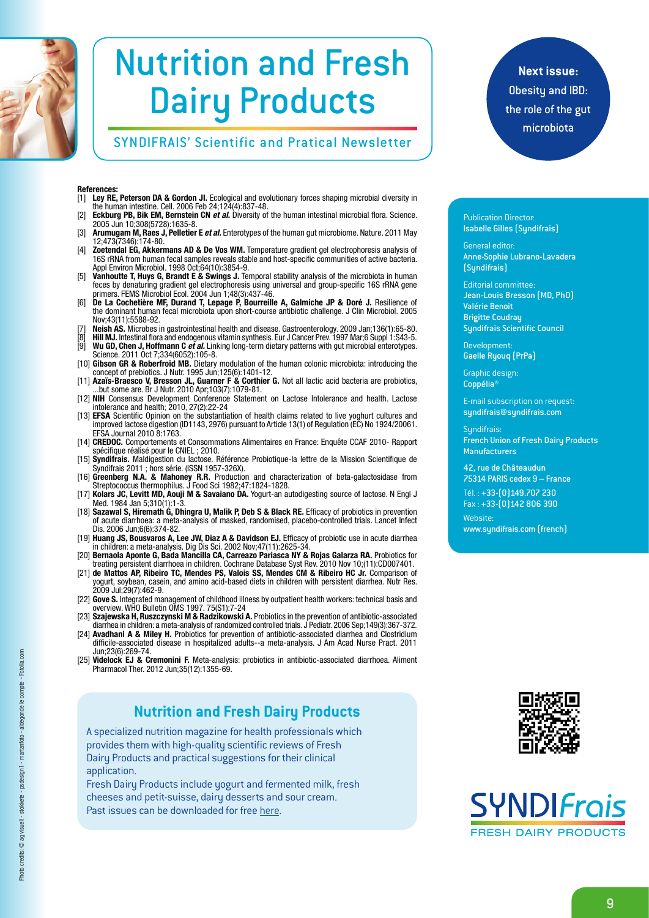# Nutrition and Fresh Dairy Products

SYNDIFRAIS' Scientific and Pratical Newsletter

**Next issue:**
Obesity and IBD: the role of the gut microbiota

**References:**

[1] **Ley RE, Peterson DA & Gordon JI.** Ecological and evolutionary forces shaping microbial diversity in the human intestine. Cell. 2006 Feb 24;124(4):837-48.

[2] **Eckburg PB, Bik EM, Bernstein CN *et al.*** Diversity of the human intestinal microbial flora. Science. 2005 Jun 10;308(5728):1635-8.

[3] **Arumugam M, Raes J, Pelletier E *et al.*** Enterotypes of the human gut microbiome. Nature. 2011 May 12;473(7346):174-80.

[4] **Zoetendal EG, Akkermans AD & De Vos WM.** Temperature gradient gel electrophoresis analysis of 16S rRNA from human fecal samples reveals stable and host-specific communities of active bacteria. Appl Environ Microbiol. 1998 Oct;64(10):3854-9.

[5] **Vanhoutte T, Huys G, Brandt E & Swings J.** Temporal stability analysis of the microbiota in human feces by denaturing gradient gel electrophoresis using universal and group-specific 16S rRNA gene primers. FEMS Microbiol Ecol. 2004 Jun 1;48(3):437-46.

[6] **De La Cochetière MF, Durand T, Lepage P, Bourreille A, Galmiche JP & Doré J.** Resilience of the dominant human fecal microbiota upon short-course antibiotic challenge. J Clin Microbiol. 2005 Nov;43(11):5588-92.

[7] **Neish AS.** Microbes in gastrointestinal health and disease. Gastroenterology. 2009 Jan;136(1):65-80.

[8] **Hill MJ.** Intestinal flora and endogenous vitamin synthesis. Eur J Cancer Prev. 1997 Mar;6 Suppl 1:S43-5.

[9] **Wu GD, Chen J, Hoffmann C *et al.*** Linking long-term dietary patterns with gut microbial enterotypes. Science. 2011 Oct 7;334(6052):105-8.

[10] **Gibson GR & Roberfroid MB.** Dietary modulation of the human colonic microbiota: introducing the concept of prebiotics. J Nutr. 1995 Jun;125(6):1401-12.

[11] **Azaïs-Braesco V, Bresson JL, Guarner F & Corthier G.** Not all lactic acid bacteria are probiotics, ...but some are. Br J Nutr. 2010 Apr;103(7):1079-81.

[12] **NIH** Consensus Development Conference Statement on Lactose Intolerance and health. Lactose intolerance and health; 2010, 27(2):22-24

[13] **EFSA** Scientific Opinion on the substantiation of health claims related to live yoghurt cultures and improved lactose digestion (ID1143, 2976) pursuant to Article 13(1) of Regulation (EC) No 1924/20061. EFSA Journal 2010 8:1763.

[14] **CREDOC.** Comportements et Consommations Alimentaires en France: Enquête CCAF 2010- Rapport spécifique réalisé pour le CNIEL ; 2010.

[15] **Syndifrais.** Maldigestion du lactose. Référence Probiotique-la lettre de la Mission Scientifique de Syndifrais 2011 ; hors série. (ISSN 1957-326X).

[16] **Greenberg N.A. & Mahoney R.R.** Production and characterization of beta-galactosidase from Streptococcus thermophilus. J Food Sci 1982;47:1824-1828.

[17] **Kolars JC, Levitt MD, Aouji M & Savaiano DA.** Yogurt-an autodigesting source of lactose. N Engl J Med. 1984 Jan 5;310(1):1-3.

[18] **Sazawal S, Hiremath G, Dhingra U, Malik P, Deb S & Black RE.** Efficacy of probiotics in prevention of acute diarrhoea: a meta-analysis of masked, randomised, placebo-controlled trials. Lancet Infect Dis. 2006 Jun;6(6):374-82.

[19] **Huang JS, Bousvaros A, Lee JW, Diaz A & Davidson EJ.** Efficacy of probiotic use in acute diarrhea in children: a meta-analysis. Dig Dis Sci. 2002 Nov;47(11):2625-34.

[20] **Bernaola Aponte G, Bada Mancilla CA, Carreazo Pariasca NY & Rojas Galarza RA.** Probiotics for treating persistent diarrhoea in children. Cochrane Database Syst Rev. 2010 Nov 10;(11):CD007401.

[21] **de Mattos AP, Ribeiro TC, Mendes PS, Valois SS, Mendes CM & Ribeiro HC Jr.** Comparison of yogurt, soybean, casein, and amino acid-based diets in children with persistent diarrhea. Nutr Res. 2009 Jul;29(7):462-9.

[22] **Gove S.** Integrated management of childhood illness by outpatient health workers: technical basis and overview. WHO Bulletin OMS 1997. 75(S1):7-24

[23] **Szajewska H, Ruszczynski M & Radzikowski A.** Probiotics in the prevention of antibiotic-associated diarrhea in children: a meta-analysis of randomized controlled trials. J Pediatr. 2006 Sep;149(3):367-372.

[24] **Avadhani A & Miley H.** Probiotics for prevention of antibiotic-associated diarrhea and Clostridium difficile-associated disease in hospitalized adults--a meta-analysis. J Am Acad Nurse Pract. 2011 Jun;23(6):269-74.

[25] **Videlock EJ & Cremonini F.** Meta-analysis: probiotics in antibiotic-associated diarrhoea. Aliment Pharmacol Ther. 2012 Jun;35(12):1355-69.

## Nutrition and Fresh Dairy Products

A specialized nutrition magazine for health professionals which provides them with high-quality scientific reviews of Fresh Dairy Products and practical suggestions for their clinical application.

Fresh Dairy Products include yogurt and fermented milk, fresh cheeses and petit-suisse, dairy desserts and sour cream.

Past issues can be downloaded for free here.

Publication Director:
Isabelle Gilles (Syndifrais)

General editor:
Anne-Sophie Lubrano-Lavadera (Syndifrais)

Editorial committee:
Jean-Louis Bresson (MD, PhD)
Valérie Benoit
Brigitte Coudray
Syndifrais Scientific Council

Development:
Gaelle Ryouq (PrPa)

Graphic design:
Coppélia®

E-mail subscription on request:
syndifrais@syndifrais.com

Syndifrais:
French Union of Fresh Dairy Products Manufacturers

42, rue de Châteaudun
75314 PARIS cedex 9 – France

Tél. : +33-(0)149.707 230
Fax : +33-(0)142 806 390

Website:
www.syndifrais.com (french)

SYNDIFrais
FRESH DAIRY PRODUCTS

Photo credits: © ag visuell - stokkete - psdesign1 - martanfoto - aldegonde le compte - Fotolia.com